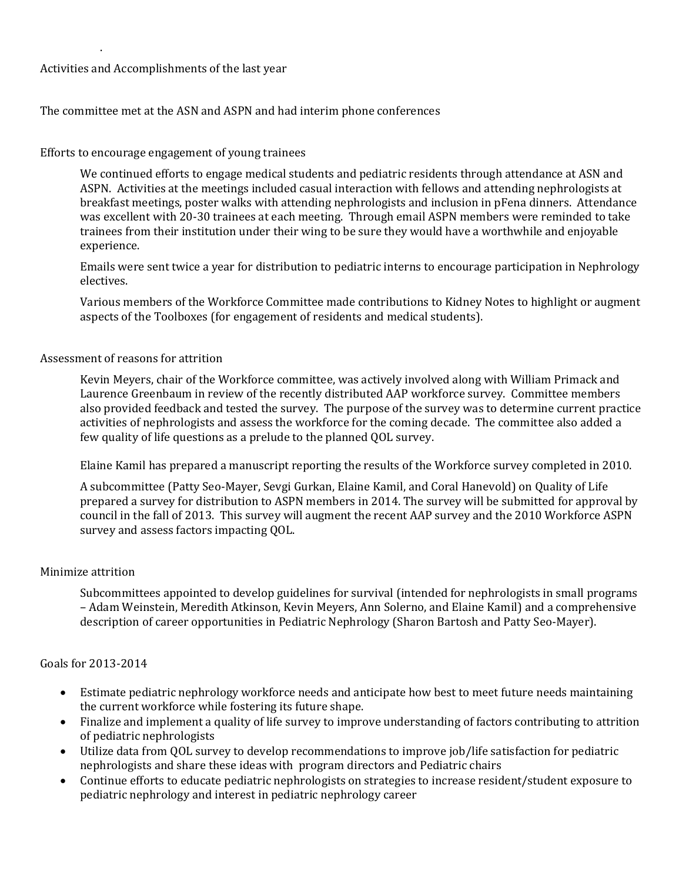.

## Activities and Accomplishments of the last year

The committee met at the ASN and ASPN and had interim phone conferences

### Efforts to encourage engagement of young trainees

We continued efforts to engage medical students and pediatric residents through attendance at ASN and ASPN. Activities at the meetings included casual interaction with fellows and attending nephrologists at breakfast meetings, poster walks with attending nephrologists and inclusion in pFena dinners. Attendance was excellent with 20-30 trainees at each meeting. Through email ASPN members were reminded to take trainees from their institution under their wing to be sure they would have a worthwhile and enjoyable experience.

Emails were sent twice a year for distribution to pediatric interns to encourage participation in Nephrology electives.

Various members of the Workforce Committee made contributions to Kidney Notes to highlight or augment aspects of the Toolboxes (for engagement of residents and medical students).

### Assessment of reasons for attrition

Kevin Meyers, chair of the Workforce committee, was actively involved along with William Primack and Laurence Greenbaum in review of the recently distributed AAP workforce survey. Committee members also provided feedback and tested the survey. The purpose of the survey was to determine current practice activities of nephrologists and assess the workforce for the coming decade. The committee also added a few quality of life questions as a prelude to the planned QOL survey.

Elaine Kamil has prepared a manuscript reporting the results of the Workforce survey completed in 2010.

A subcommittee (Patty Seo-Mayer, Sevgi Gurkan, Elaine Kamil, and Coral Hanevold) on Quality of Life prepared a survey for distribution to ASPN members in 2014. The survey will be submitted for approval by council in the fall of 2013. This survey will augment the recent AAP survey and the 2010 Workforce ASPN survey and assess factors impacting QOL.

### Minimize attrition

Subcommittees appointed to develop guidelines for survival (intended for nephrologists in small programs – Adam Weinstein, Meredith Atkinson, Kevin Meyers, Ann Solerno, and Elaine Kamil) and a comprehensive description of career opportunities in Pediatric Nephrology (Sharon Bartosh and Patty Seo-Mayer).

## Goals for 2013-2014

- Estimate pediatric nephrology workforce needs and anticipate how best to meet future needs maintaining the current workforce while fostering its future shape.
- Finalize and implement a quality of life survey to improve understanding of factors contributing to attrition of pediatric nephrologists
- Utilize data from QOL survey to develop recommendations to improve job/life satisfaction for pediatric nephrologists and share these ideas with program directors and Pediatric chairs
- Continue efforts to educate pediatric nephrologists on strategies to increase resident/student exposure to pediatric nephrology and interest in pediatric nephrology career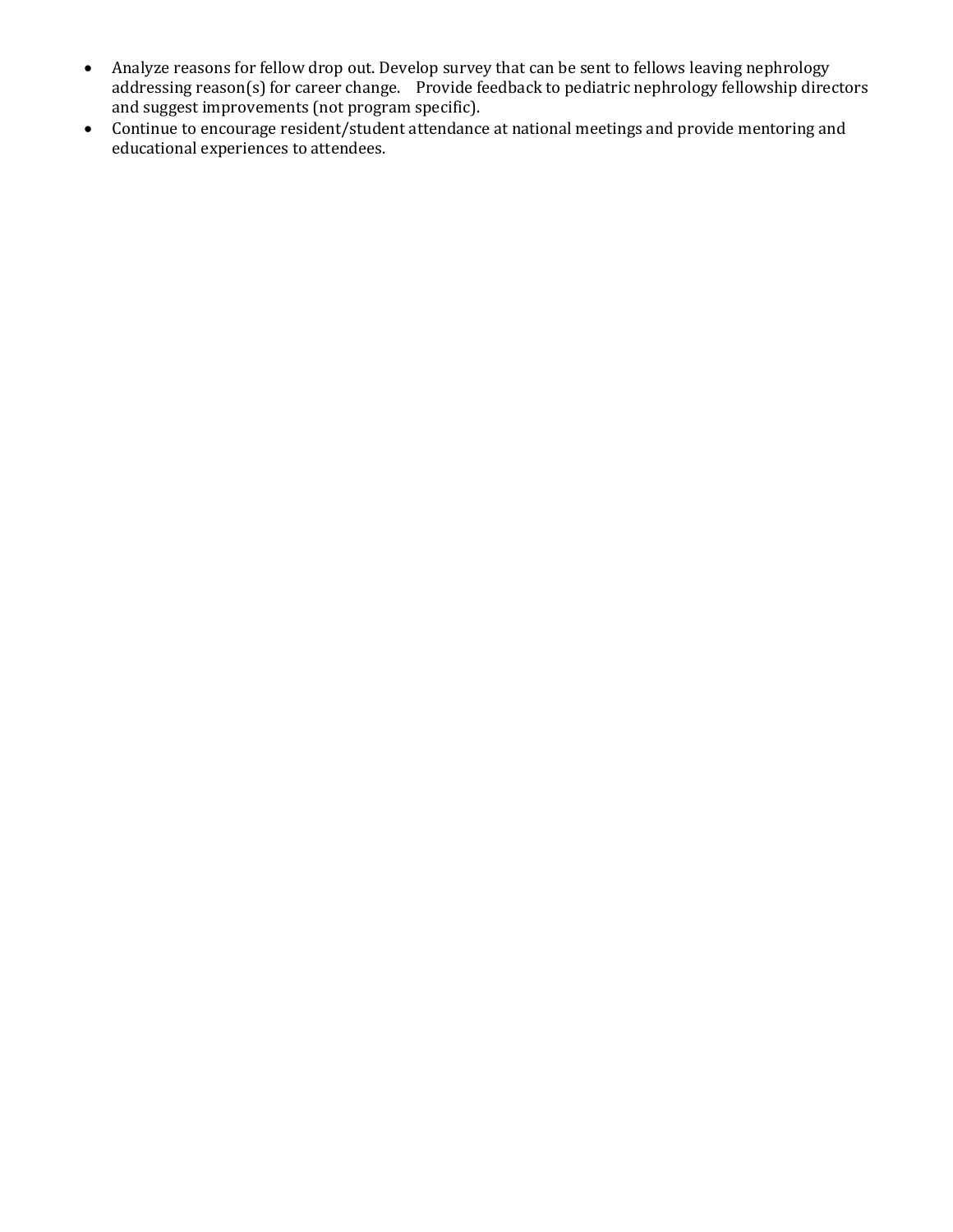- Analyze reasons for fellow drop out. Develop survey that can be sent to fellows leaving nephrology addressing reason(s) for career change. Provide feedback to pediatric nephrology fellowship directors and suggest improvements (not program specific).
- Continue to encourage resident/student attendance at national meetings and provide mentoring and educational experiences to attendees.